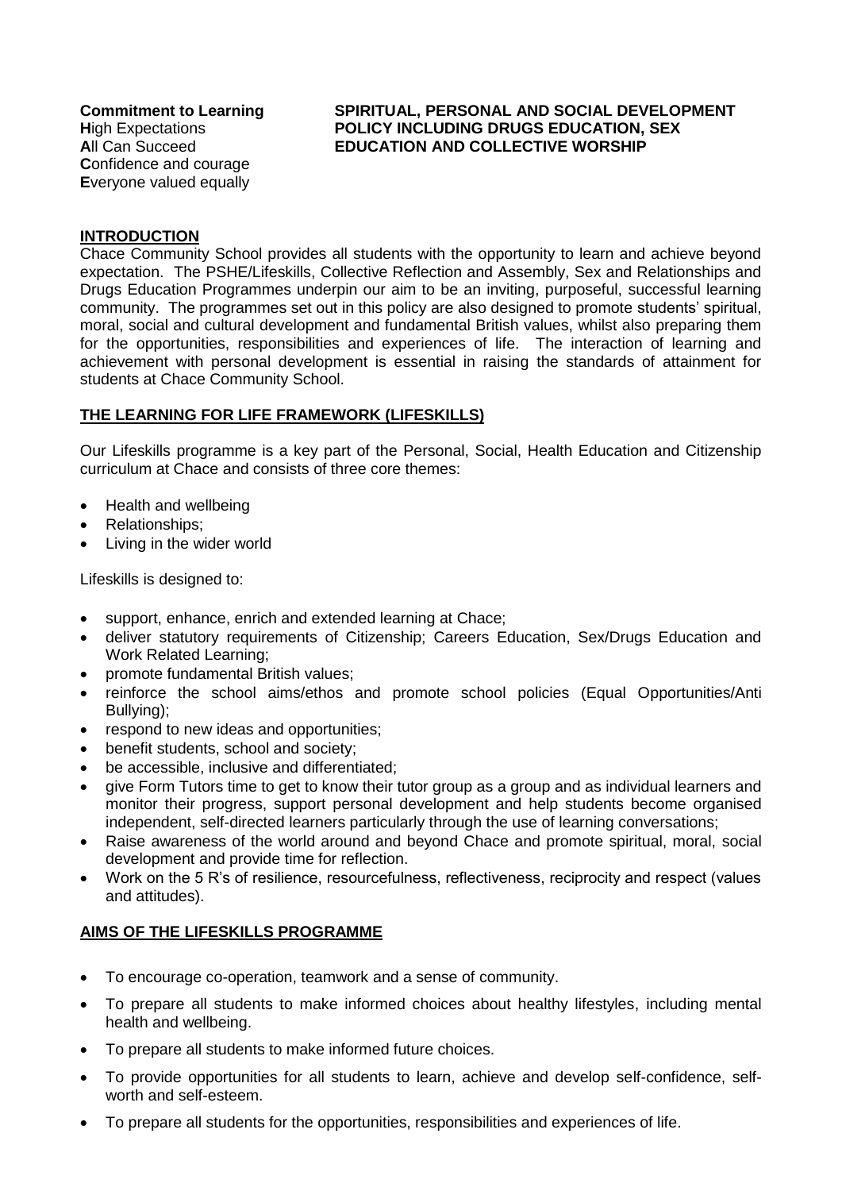**Commitment to Learning**
**H**igh Expectations
**A**ll Can Succeed
**C**onfidence and courage
**E**veryone valued equally

# SPIRITUAL, PERSONAL AND SOCIAL DEVELOPMENT POLICY INCLUDING DRUGS EDUCATION, SEX EDUCATION AND COLLECTIVE WORSHIP

## INTRODUCTION

Chace Community School provides all students with the opportunity to learn and achieve beyond expectation. The PSHE/Lifeskills, Collective Reflection and Assembly, Sex and Relationships and Drugs Education Programmes underpin our aim to be an inviting, purposeful, successful learning community. The programmes set out in this policy are also designed to promote students' spiritual, moral, social and cultural development and fundamental British values, whilst also preparing them for the opportunities, responsibilities and experiences of life. The interaction of learning and achievement with personal development is essential in raising the standards of attainment for students at Chace Community School.

## THE LEARNING FOR LIFE FRAMEWORK (LIFESKILLS)

Our Lifeskills programme is a key part of the Personal, Social, Health Education and Citizenship curriculum at Chace and consists of three core themes:

- Health and wellbeing
- Relationships;
- Living in the wider world

Lifeskills is designed to:

- support, enhance, enrich and extended learning at Chace;
- deliver statutory requirements of Citizenship; Careers Education, Sex/Drugs Education and Work Related Learning;
- promote fundamental British values;
- reinforce the school aims/ethos and promote school policies (Equal Opportunities/Anti Bullying);
- respond to new ideas and opportunities;
- benefit students, school and society;
- be accessible, inclusive and differentiated;
- give Form Tutors time to get to know their tutor group as a group and as individual learners and monitor their progress, support personal development and help students become organised independent, self-directed learners particularly through the use of learning conversations;
- Raise awareness of the world around and beyond Chace and promote spiritual, moral, social development and provide time for reflection.
- Work on the 5 R's of resilience, resourcefulness, reflectiveness, reciprocity and respect (values and attitudes).

## AIMS OF THE LIFESKILLS PROGRAMME

- To encourage co-operation, teamwork and a sense of community.
- To prepare all students to make informed choices about healthy lifestyles, including mental health and wellbeing.
- To prepare all students to make informed future choices.
- To provide opportunities for all students to learn, achieve and develop self-confidence, self-worth and self-esteem.
- To prepare all students for the opportunities, responsibilities and experiences of life.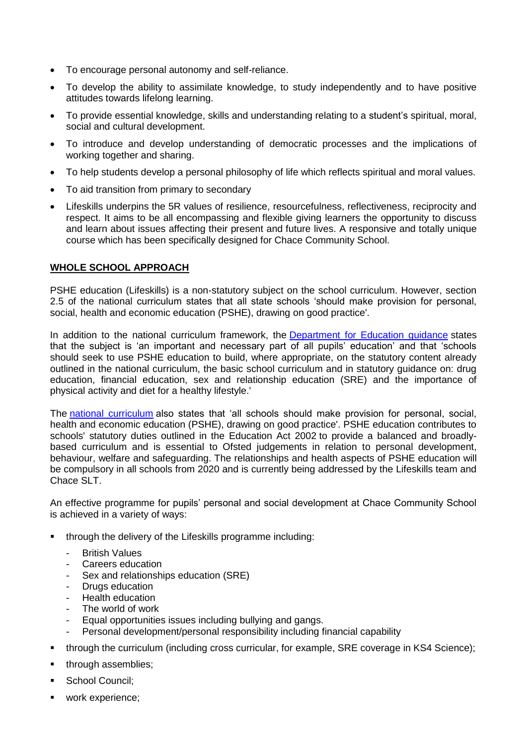- To encourage personal autonomy and self-reliance.
- To develop the ability to assimilate knowledge, to study independently and to have positive attitudes towards lifelong learning.
- To provide essential knowledge, skills and understanding relating to a student's spiritual, moral, social and cultural development.
- To introduce and develop understanding of democratic processes and the implications of working together and sharing.
- To help students develop a personal philosophy of life which reflects spiritual and moral values.
- To aid transition from primary to secondary
- Lifeskills underpins the 5R values of resilience, resourcefulness, reflectiveness, reciprocity and respect. It aims to be all encompassing and flexible giving learners the opportunity to discuss and learn about issues affecting their present and future lives. A responsive and totally unique course which has been specifically designed for Chace Community School.

## WHOLE SCHOOL APPROACH

PSHE education (Lifeskills) is a non-statutory subject on the school curriculum. However, section 2.5 of the national curriculum states that all state schools 'should make provision for personal, social, health and economic education (PSHE), drawing on good practice'.

In addition to the national curriculum framework, the Department for Education guidance states that the subject is 'an important and necessary part of all pupils' education' and that 'schools should seek to use PSHE education to build, where appropriate, on the statutory content already outlined in the national curriculum, the basic school curriculum and in statutory guidance on: drug education, financial education, sex and relationship education (SRE) and the importance of physical activity and diet for a healthy lifestyle.'

The national curriculum also states that 'all schools should make provision for personal, social, health and economic education (PSHE), drawing on good practice'. PSHE education contributes to schools' statutory duties outlined in the Education Act 2002 to provide a balanced and broadly-based curriculum and is essential to Ofsted judgements in relation to personal development, behaviour, welfare and safeguarding. The relationships and health aspects of PSHE education will be compulsory in all schools from 2020 and is currently being addressed by the Lifeskills team and Chace SLT.

An effective programme for pupils' personal and social development at Chace Community School is achieved in a variety of ways:

- through the delivery of the Lifeskills programme including:
  - British Values
  - Careers education
  - Sex and relationships education (SRE)
  - Drugs education
  - Health education
  - The world of work
  - Equal opportunities issues including bullying and gangs.
  - Personal development/personal responsibility including financial capability
- through the curriculum (including cross curricular, for example, SRE coverage in KS4 Science);
- through assemblies;
- School Council;
- work experience;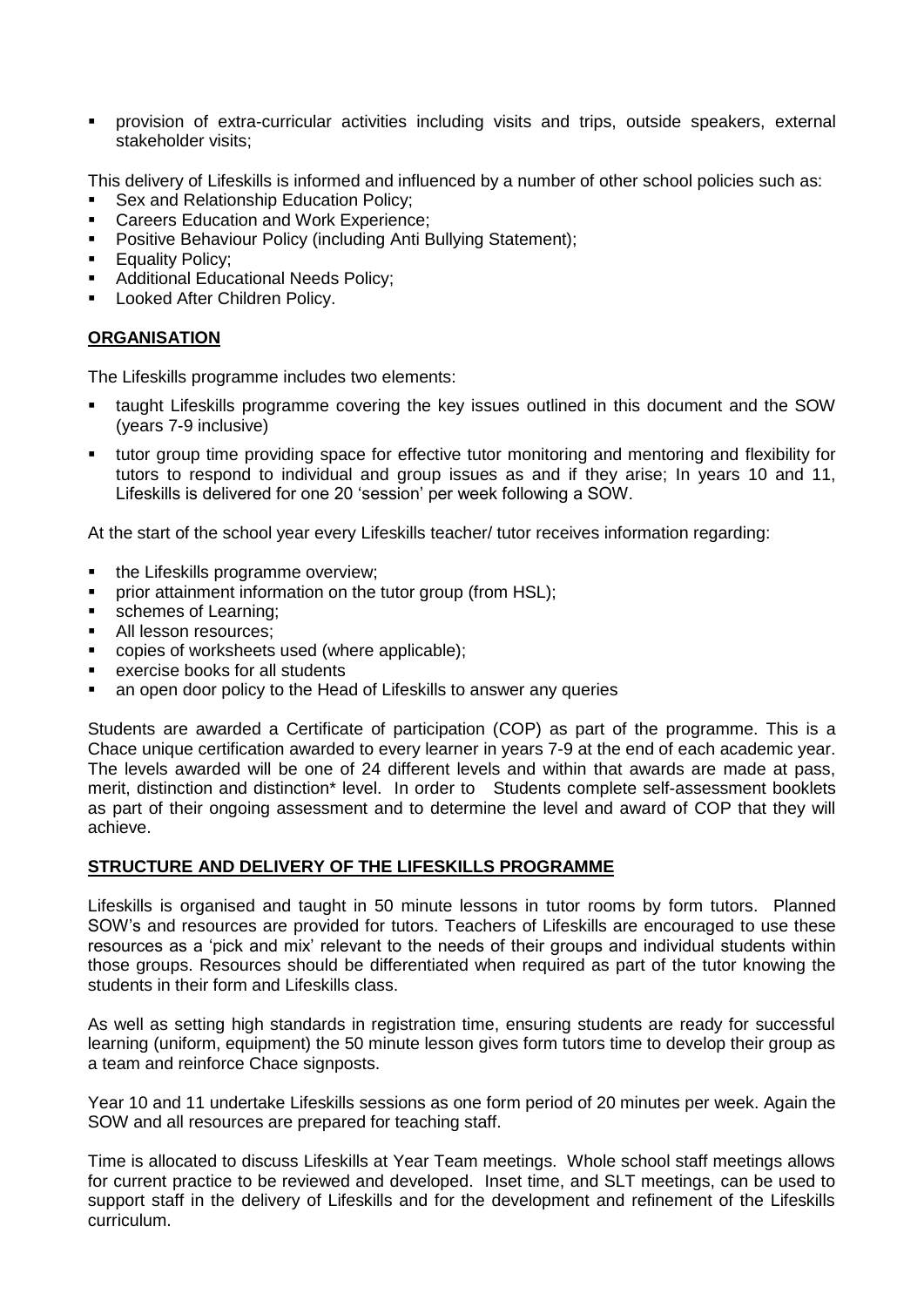- provision of extra-curricular activities including visits and trips, outside speakers, external stakeholder visits;

This delivery of Lifeskills is informed and influenced by a number of other school policies such as:

- Sex and Relationship Education Policy;
- Careers Education and Work Experience;
- Positive Behaviour Policy (including Anti Bullying Statement);
- Equality Policy;
- Additional Educational Needs Policy;
- Looked After Children Policy.

## ORGANISATION

The Lifeskills programme includes two elements:

- taught Lifeskills programme covering the key issues outlined in this document and the SOW (years 7-9 inclusive)
- tutor group time providing space for effective tutor monitoring and mentoring and flexibility for tutors to respond to individual and group issues as and if they arise; In years 10 and 11, Lifeskills is delivered for one 20 'session' per week following a SOW.

At the start of the school year every Lifeskills teacher/ tutor receives information regarding:

- the Lifeskills programme overview;
- prior attainment information on the tutor group (from HSL);
- schemes of Learning;
- All lesson resources;
- copies of worksheets used (where applicable);
- exercise books for all students
- an open door policy to the Head of Lifeskills to answer any queries

Students are awarded a Certificate of participation (COP) as part of the programme. This is a Chace unique certification awarded to every learner in years 7-9 at the end of each academic year. The levels awarded will be one of 24 different levels and within that awards are made at pass, merit, distinction and distinction* level. In order to Students complete self-assessment booklets as part of their ongoing assessment and to determine the level and award of COP that they will achieve.

## STRUCTURE AND DELIVERY OF THE LIFESKILLS PROGRAMME

Lifeskills is organised and taught in 50 minute lessons in tutor rooms by form tutors. Planned SOW's and resources are provided for tutors. Teachers of Lifeskills are encouraged to use these resources as a 'pick and mix' relevant to the needs of their groups and individual students within those groups. Resources should be differentiated when required as part of the tutor knowing the students in their form and Lifeskills class.

As well as setting high standards in registration time, ensuring students are ready for successful learning (uniform, equipment) the 50 minute lesson gives form tutors time to develop their group as a team and reinforce Chace signposts.

Year 10 and 11 undertake Lifeskills sessions as one form period of 20 minutes per week. Again the SOW and all resources are prepared for teaching staff.

Time is allocated to discuss Lifeskills at Year Team meetings. Whole school staff meetings allows for current practice to be reviewed and developed. Inset time, and SLT meetings, can be used to support staff in the delivery of Lifeskills and for the development and refinement of the Lifeskills curriculum.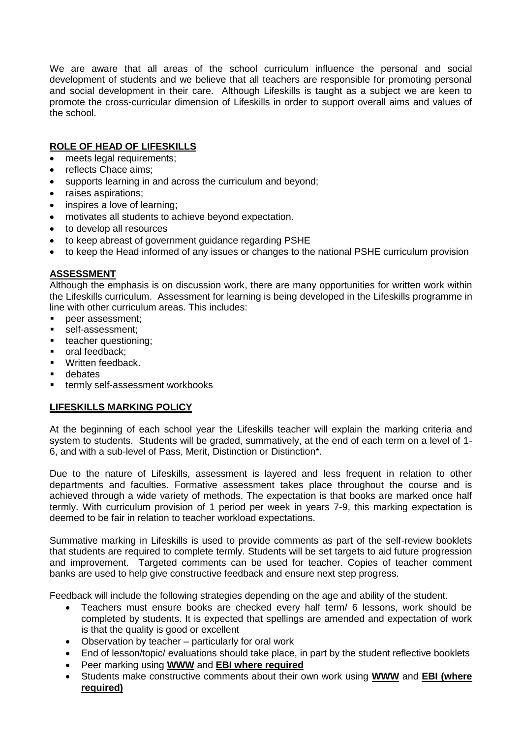We are aware that all areas of the school curriculum influence the personal and social development of students and we believe that all teachers are responsible for promoting personal and social development in their care. Although Lifeskills is taught as a subject we are keen to promote the cross-curricular dimension of Lifeskills in order to support overall aims and values of the school.

## **ROLE OF HEAD OF LIFESKILLS**

- meets legal requirements;
- reflects Chace aims;
- supports learning in and across the curriculum and beyond;
- raises aspirations;
- inspires a love of learning;
- motivates all students to achieve beyond expectation.
- to develop all resources
- to keep abreast of government guidance regarding PSHE
- to keep the Head informed of any issues or changes to the national PSHE curriculum provision

## **ASSESSMENT**

Although the emphasis is on discussion work, there are many opportunities for written work within the Lifeskills curriculum. Assessment for learning is being developed in the Lifeskills programme in line with other curriculum areas. This includes:

- peer assessment;
- self-assessment;
- teacher questioning;
- oral feedback;
- Written feedback.
- debates
- termly self-assessment workbooks

## **LIFESKILLS MARKING POLICY**

At the beginning of each school year the Lifeskills teacher will explain the marking criteria and system to students. Students will be graded, summatively, at the end of each term on a level of 1-6, and with a sub-level of Pass, Merit, Distinction or Distinction*.

Due to the nature of Lifeskills, assessment is layered and less frequent in relation to other departments and faculties. Formative assessment takes place throughout the course and is achieved through a wide variety of methods. The expectation is that books are marked once half termly. With curriculum provision of 1 period per week in years 7-9, this marking expectation is deemed to be fair in relation to teacher workload expectations.

Summative marking in Lifeskills is used to provide comments as part of the self-review booklets that students are required to complete termly. Students will be set targets to aid future progression and improvement. Targeted comments can be used for teacher. Copies of teacher comment banks are used to help give constructive feedback and ensure next step progress.

Feedback will include the following strategies depending on the age and ability of the student.

- Teachers must ensure books are checked every half term/ 6 lessons, work should be completed by students. It is expected that spellings are amended and expectation of work is that the quality is good or excellent
- Observation by teacher – particularly for oral work
- End of lesson/topic/ evaluations should take place, in part by the student reflective booklets
- Peer marking using **WWW** and **EBI where required**
- Students make constructive comments about their own work using **WWW** and **EBI (where required)**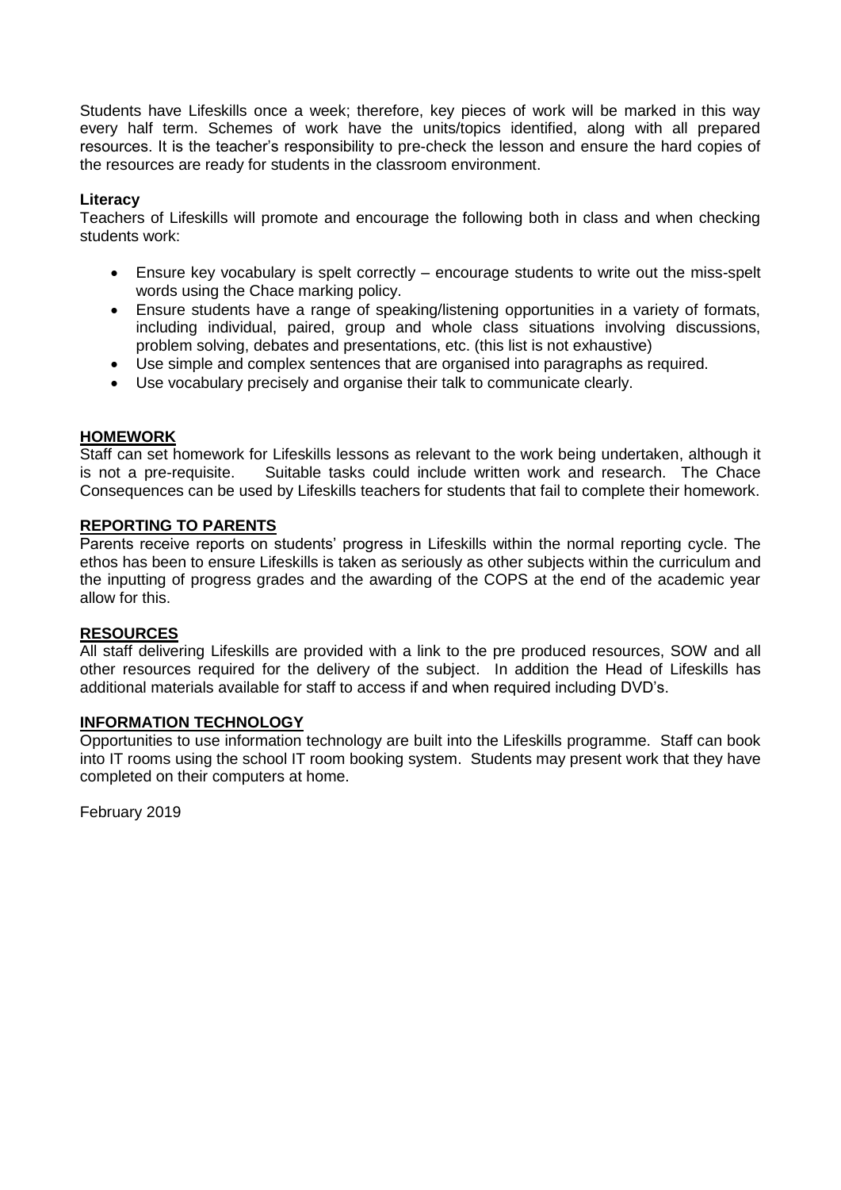Students have Lifeskills once a week; therefore, key pieces of work will be marked in this way every half term. Schemes of work have the units/topics identified, along with all prepared resources. It is the teacher's responsibility to pre-check the lesson and ensure the hard copies of the resources are ready for students in the classroom environment.

**Literacy**

Teachers of Lifeskills will promote and encourage the following both in class and when checking students work:

- Ensure key vocabulary is spelt correctly – encourage students to write out the miss-spelt words using the Chace marking policy.
- Ensure students have a range of speaking/listening opportunities in a variety of formats, including individual, paired, group and whole class situations involving discussions, problem solving, debates and presentations, etc. (this list is not exhaustive)
- Use simple and complex sentences that are organised into paragraphs as required.
- Use vocabulary precisely and organise their talk to communicate clearly.

## HOMEWORK

Staff can set homework for Lifeskills lessons as relevant to the work being undertaken, although it is not a pre-requisite. Suitable tasks could include written work and research. The Chace Consequences can be used by Lifeskills teachers for students that fail to complete their homework.

## REPORTING TO PARENTS

Parents receive reports on students' progress in Lifeskills within the normal reporting cycle. The ethos has been to ensure Lifeskills is taken as seriously as other subjects within the curriculum and the inputting of progress grades and the awarding of the COPS at the end of the academic year allow for this.

## RESOURCES

All staff delivering Lifeskills are provided with a link to the pre produced resources, SOW and all other resources required for the delivery of the subject. In addition the Head of Lifeskills has additional materials available for staff to access if and when required including DVD's.

## INFORMATION TECHNOLOGY

Opportunities to use information technology are built into the Lifeskills programme. Staff can book into IT rooms using the school IT room booking system. Students may present work that they have completed on their computers at home.

February 2019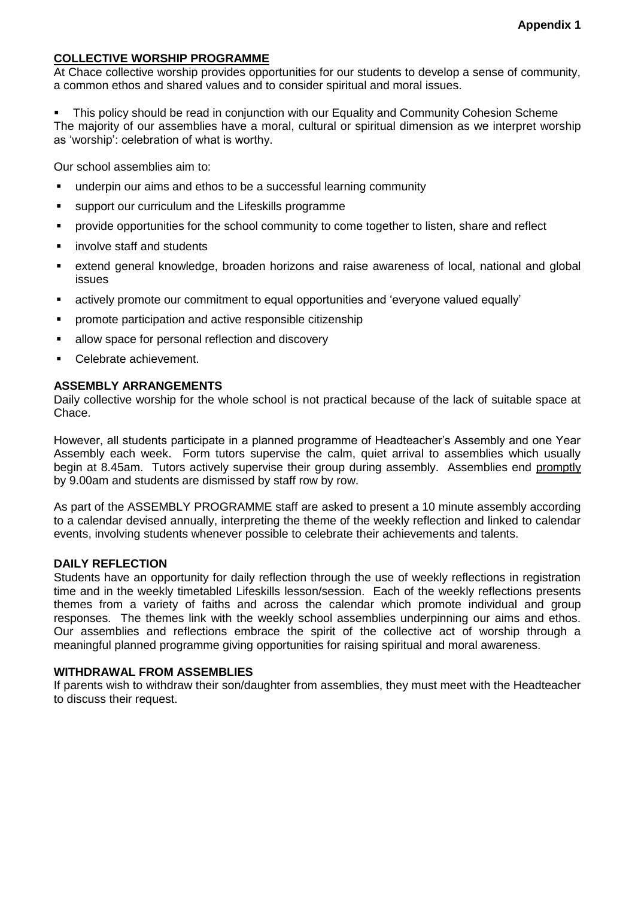**Appendix 1**

## COLLECTIVE WORSHIP PROGRAMME

At Chace collective worship provides opportunities for our students to develop a sense of community, a common ethos and shared values and to consider spiritual and moral issues.

- This policy should be read in conjunction with our Equality and Community Cohesion Scheme

The majority of our assemblies have a moral, cultural or spiritual dimension as we interpret worship as 'worship': celebration of what is worthy.

Our school assemblies aim to:

- underpin our aims and ethos to be a successful learning community
- support our curriculum and the Lifeskills programme
- provide opportunities for the school community to come together to listen, share and reflect
- involve staff and students
- extend general knowledge, broaden horizons and raise awareness of local, national and global issues
- actively promote our commitment to equal opportunities and 'everyone valued equally'
- promote participation and active responsible citizenship
- allow space for personal reflection and discovery
- Celebrate achievement.

## ASSEMBLY ARRANGEMENTS

Daily collective worship for the whole school is not practical because of the lack of suitable space at Chace.

However, all students participate in a planned programme of Headteacher's Assembly and one Year Assembly each week. Form tutors supervise the calm, quiet arrival to assemblies which usually begin at 8.45am. Tutors actively supervise their group during assembly. Assemblies end promptly by 9.00am and students are dismissed by staff row by row.

As part of the ASSEMBLY PROGRAMME staff are asked to present a 10 minute assembly according to a calendar devised annually, interpreting the theme of the weekly reflection and linked to calendar events, involving students whenever possible to celebrate their achievements and talents.

## DAILY REFLECTION

Students have an opportunity for daily reflection through the use of weekly reflections in registration time and in the weekly timetabled Lifeskills lesson/session. Each of the weekly reflections presents themes from a variety of faiths and across the calendar which promote individual and group responses. The themes link with the weekly school assemblies underpinning our aims and ethos. Our assemblies and reflections embrace the spirit of the collective act of worship through a meaningful planned programme giving opportunities for raising spiritual and moral awareness.

## WITHDRAWAL FROM ASSEMBLIES

If parents wish to withdraw their son/daughter from assemblies, they must meet with the Headteacher to discuss their request.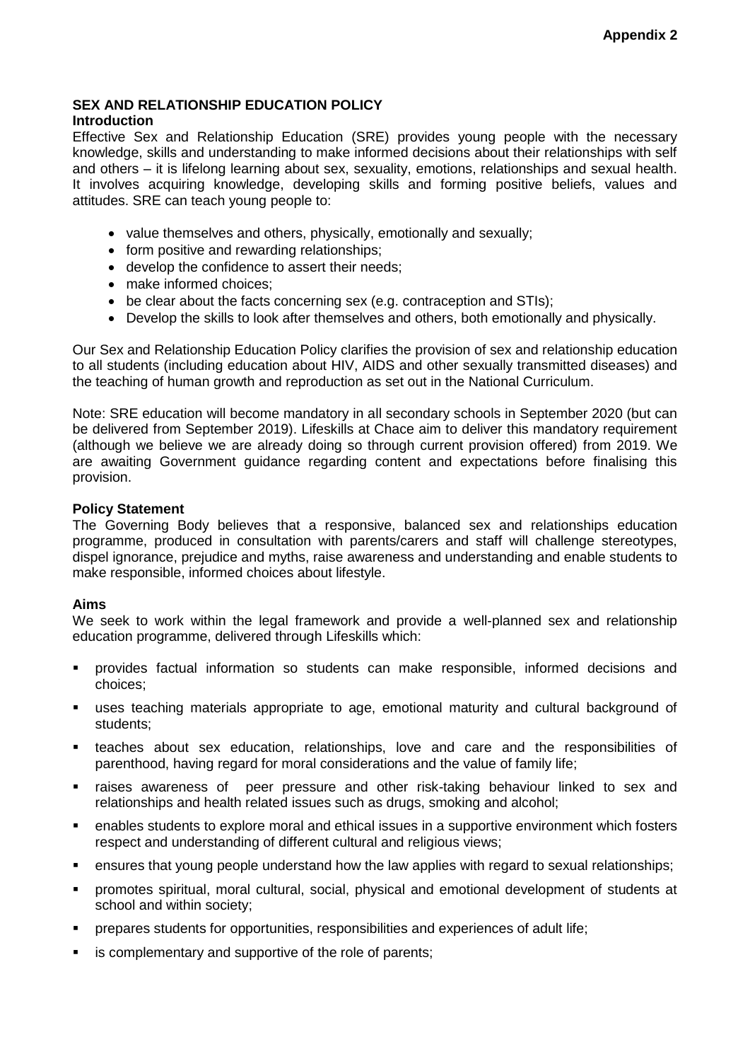**Appendix 2**

# SEX AND RELATIONSHIP EDUCATION POLICY

## Introduction

Effective Sex and Relationship Education (SRE) provides young people with the necessary knowledge, skills and understanding to make informed decisions about their relationships with self and others – it is lifelong learning about sex, sexuality, emotions, relationships and sexual health. It involves acquiring knowledge, developing skills and forming positive beliefs, values and attitudes. SRE can teach young people to:

- value themselves and others, physically, emotionally and sexually;
- form positive and rewarding relationships;
- develop the confidence to assert their needs;
- make informed choices;
- be clear about the facts concerning sex (e.g. contraception and STIs);
- Develop the skills to look after themselves and others, both emotionally and physically.

Our Sex and Relationship Education Policy clarifies the provision of sex and relationship education to all students (including education about HIV, AIDS and other sexually transmitted diseases) and the teaching of human growth and reproduction as set out in the National Curriculum.

Note: SRE education will become mandatory in all secondary schools in September 2020 (but can be delivered from September 2019). Lifeskills at Chace aim to deliver this mandatory requirement (although we believe we are already doing so through current provision offered) from 2019. We are awaiting Government guidance regarding content and expectations before finalising this provision.

## Policy Statement

The Governing Body believes that a responsive, balanced sex and relationships education programme, produced in consultation with parents/carers and staff will challenge stereotypes, dispel ignorance, prejudice and myths, raise awareness and understanding and enable students to make responsible, informed choices about lifestyle.

## Aims

We seek to work within the legal framework and provide a well-planned sex and relationship education programme, delivered through Lifeskills which:

- provides factual information so students can make responsible, informed decisions and choices;
- uses teaching materials appropriate to age, emotional maturity and cultural background of students;
- teaches about sex education, relationships, love and care and the responsibilities of parenthood, having regard for moral considerations and the value of family life;
- raises awareness of peer pressure and other risk-taking behaviour linked to sex and relationships and health related issues such as drugs, smoking and alcohol;
- enables students to explore moral and ethical issues in a supportive environment which fosters respect and understanding of different cultural and religious views;
- ensures that young people understand how the law applies with regard to sexual relationships;
- promotes spiritual, moral cultural, social, physical and emotional development of students at school and within society;
- prepares students for opportunities, responsibilities and experiences of adult life;
- is complementary and supportive of the role of parents;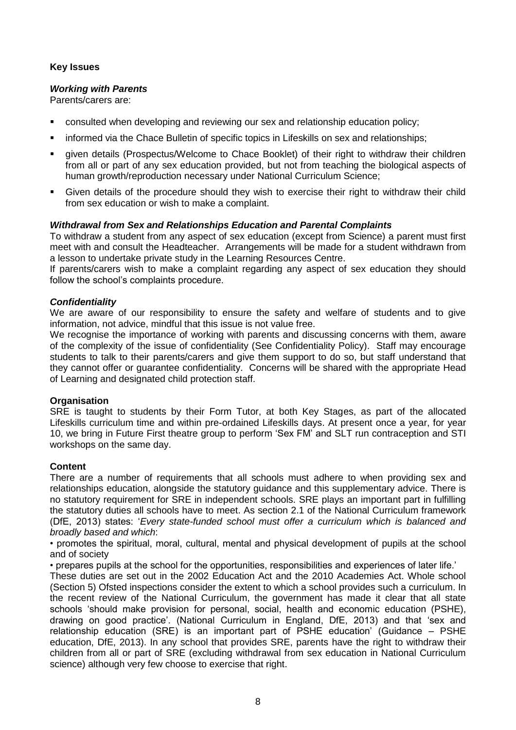**Key Issues**

***Working with Parents***

Parents/carers are:

- consulted when developing and reviewing our sex and relationship education policy;
- informed via the Chace Bulletin of specific topics in Lifeskills on sex and relationships;
- given details (Prospectus/Welcome to Chace Booklet) of their right to withdraw their children from all or part of any sex education provided, but not from teaching the biological aspects of human growth/reproduction necessary under National Curriculum Science;
- Given details of the procedure should they wish to exercise their right to withdraw their child from sex education or wish to make a complaint.

***Withdrawal from Sex and Relationships Education and Parental Complaints***

To withdraw a student from any aspect of sex education (except from Science) a parent must first meet with and consult the Headteacher. Arrangements will be made for a student withdrawn from a lesson to undertake private study in the Learning Resources Centre.

If parents/carers wish to make a complaint regarding any aspect of sex education they should follow the school's complaints procedure.

***Confidentiality***

We are aware of our responsibility to ensure the safety and welfare of students and to give information, not advice, mindful that this issue is not value free.

We recognise the importance of working with parents and discussing concerns with them, aware of the complexity of the issue of confidentiality (See Confidentiality Policy). Staff may encourage students to talk to their parents/carers and give them support to do so, but staff understand that they cannot offer or guarantee confidentiality. Concerns will be shared with the appropriate Head of Learning and designated child protection staff.

**Organisation**

SRE is taught to students by their Form Tutor, at both Key Stages, as part of the allocated Lifeskills curriculum time and within pre-ordained Lifeskills days. At present once a year, for year 10, we bring in Future First theatre group to perform 'Sex FM' and SLT run contraception and STI workshops on the same day.

**Content**

There are a number of requirements that all schools must adhere to when providing sex and relationships education, alongside the statutory guidance and this supplementary advice. There is no statutory requirement for SRE in independent schools. SRE plays an important part in fulfilling the statutory duties all schools have to meet. As section 2.1 of the National Curriculum framework (DfE, 2013) states: '*Every state-funded school must offer a curriculum which is balanced and broadly based and which*:

• promotes the spiritual, moral, cultural, mental and physical development of pupils at the school and of society

• prepares pupils at the school for the opportunities, responsibilities and experiences of later life.'

These duties are set out in the 2002 Education Act and the 2010 Academies Act. Whole school (Section 5) Ofsted inspections consider the extent to which a school provides such a curriculum. In the recent review of the National Curriculum, the government has made it clear that all state schools 'should make provision for personal, social, health and economic education (PSHE), drawing on good practice'. (National Curriculum in England, DfE, 2013) and that 'sex and relationship education (SRE) is an important part of PSHE education' (Guidance – PSHE education, DfE, 2013). In any school that provides SRE, parents have the right to withdraw their children from all or part of SRE (excluding withdrawal from sex education in National Curriculum science) although very few choose to exercise that right.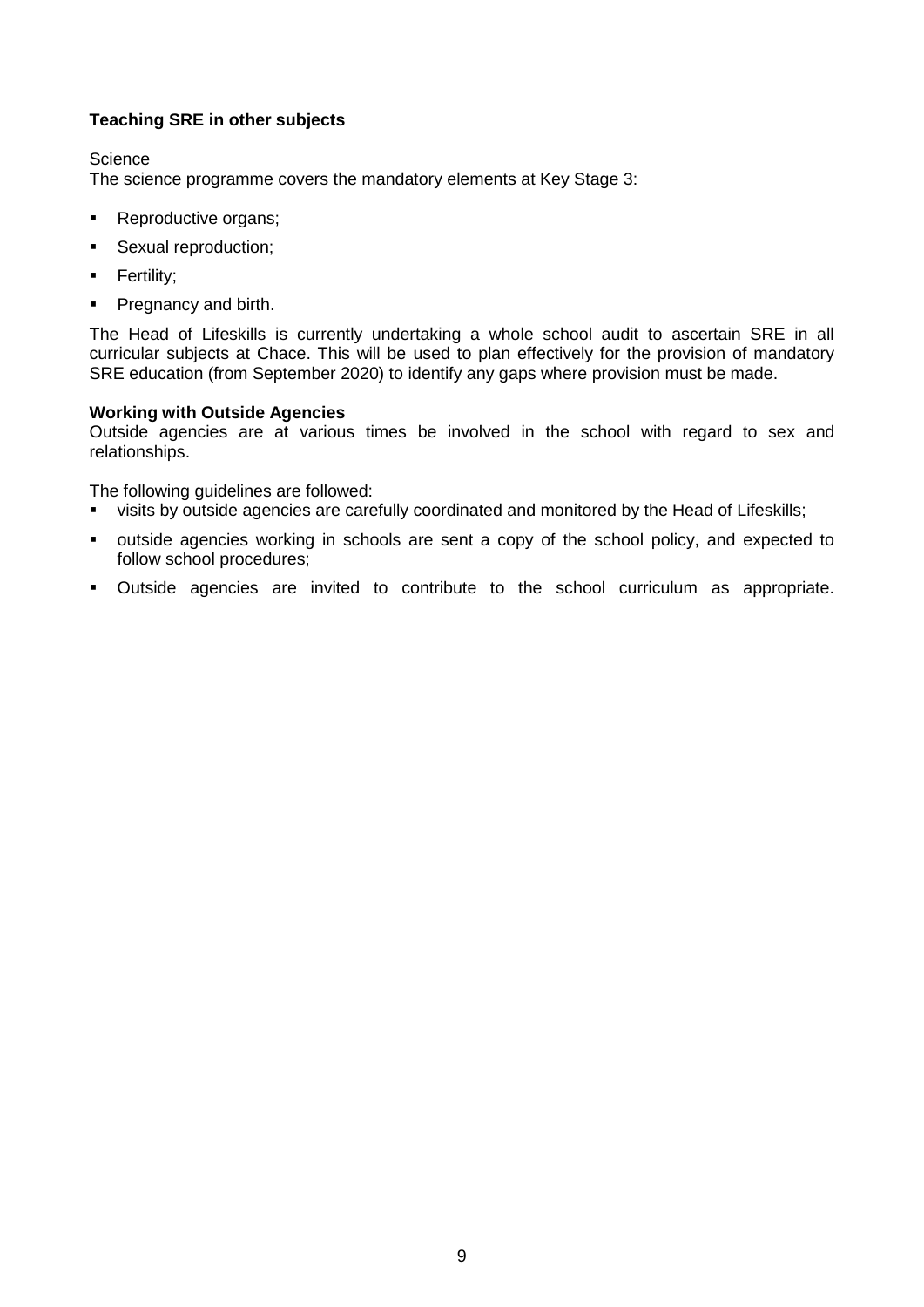**Teaching SRE in other subjects**

Science

The science programme covers the mandatory elements at Key Stage 3:

- Reproductive organs;
- Sexual reproduction;
- Fertility;
- Pregnancy and birth.

The Head of Lifeskills is currently undertaking a whole school audit to ascertain SRE in all curricular subjects at Chace. This will be used to plan effectively for the provision of mandatory SRE education (from September 2020) to identify any gaps where provision must be made.

**Working with Outside Agencies**

Outside agencies are at various times be involved in the school with regard to sex and relationships.

The following guidelines are followed:

- visits by outside agencies are carefully coordinated and monitored by the Head of Lifeskills;
- outside agencies working in schools are sent a copy of the school policy, and expected to follow school procedures;
- Outside agencies are invited to contribute to the school curriculum as appropriate.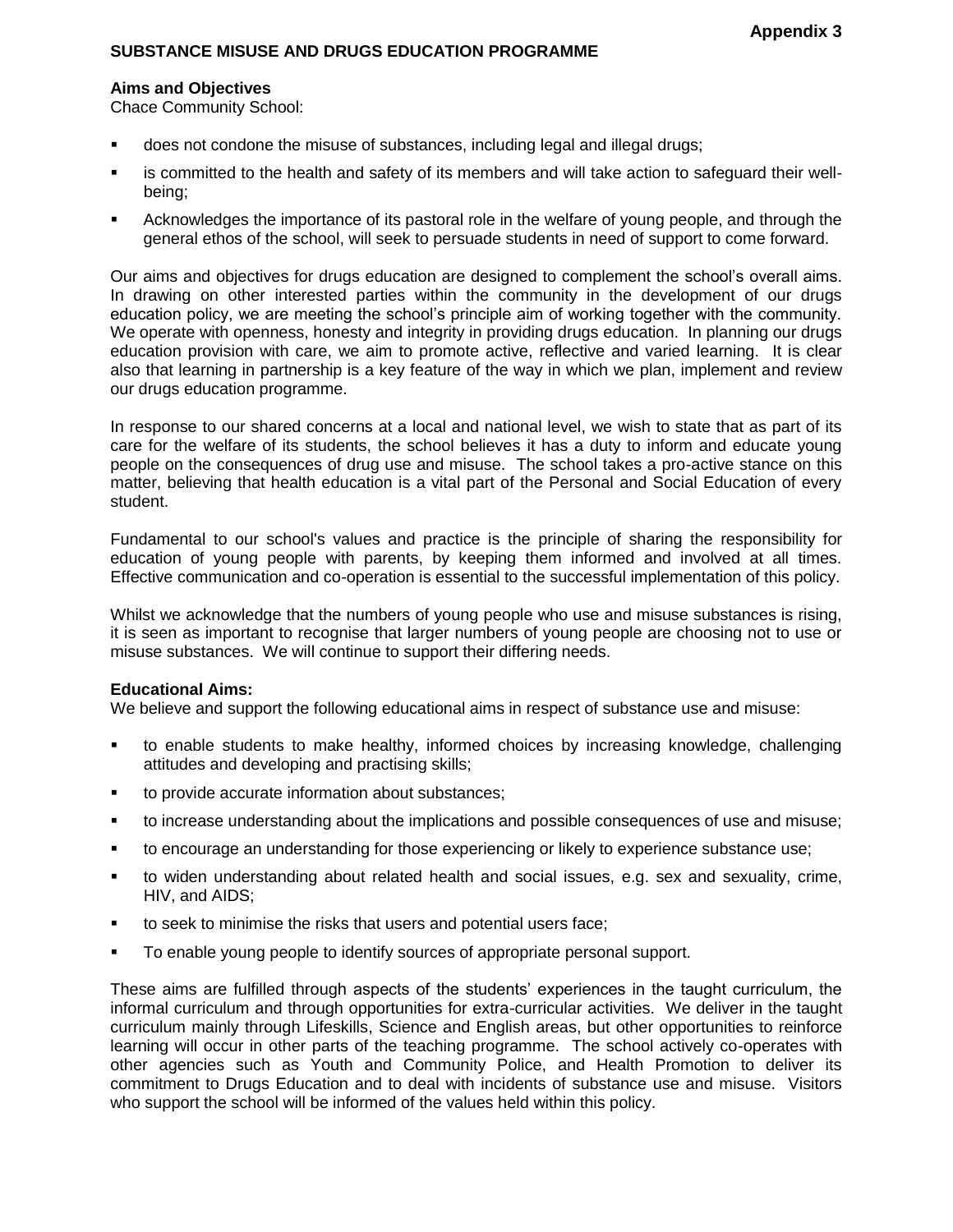**Appendix 3**

## SUBSTANCE MISUSE AND DRUGS EDUCATION PROGRAMME

**Aims and Objectives**

Chace Community School:

- does not condone the misuse of substances, including legal and illegal drugs;
- is committed to the health and safety of its members and will take action to safeguard their well-being;
- Acknowledges the importance of its pastoral role in the welfare of young people, and through the general ethos of the school, will seek to persuade students in need of support to come forward.

Our aims and objectives for drugs education are designed to complement the school's overall aims. In drawing on other interested parties within the community in the development of our drugs education policy, we are meeting the school's principle aim of working together with the community. We operate with openness, honesty and integrity in providing drugs education. In planning our drugs education provision with care, we aim to promote active, reflective and varied learning. It is clear also that learning in partnership is a key feature of the way in which we plan, implement and review our drugs education programme.

In response to our shared concerns at a local and national level, we wish to state that as part of its care for the welfare of its students, the school believes it has a duty to inform and educate young people on the consequences of drug use and misuse. The school takes a pro-active stance on this matter, believing that health education is a vital part of the Personal and Social Education of every student.

Fundamental to our school's values and practice is the principle of sharing the responsibility for education of young people with parents, by keeping them informed and involved at all times. Effective communication and co-operation is essential to the successful implementation of this policy.

Whilst we acknowledge that the numbers of young people who use and misuse substances is rising, it is seen as important to recognise that larger numbers of young people are choosing not to use or misuse substances. We will continue to support their differing needs.

**Educational Aims:**

We believe and support the following educational aims in respect of substance use and misuse:

- to enable students to make healthy, informed choices by increasing knowledge, challenging attitudes and developing and practising skills;
- to provide accurate information about substances;
- to increase understanding about the implications and possible consequences of use and misuse;
- to encourage an understanding for those experiencing or likely to experience substance use;
- to widen understanding about related health and social issues, e.g. sex and sexuality, crime, HIV, and AIDS;
- to seek to minimise the risks that users and potential users face;
- To enable young people to identify sources of appropriate personal support.

These aims are fulfilled through aspects of the students' experiences in the taught curriculum, the informal curriculum and through opportunities for extra-curricular activities. We deliver in the taught curriculum mainly through Lifeskills, Science and English areas, but other opportunities to reinforce learning will occur in other parts of the teaching programme. The school actively co-operates with other agencies such as Youth and Community Police, and Health Promotion to deliver its commitment to Drugs Education and to deal with incidents of substance use and misuse. Visitors who support the school will be informed of the values held within this policy.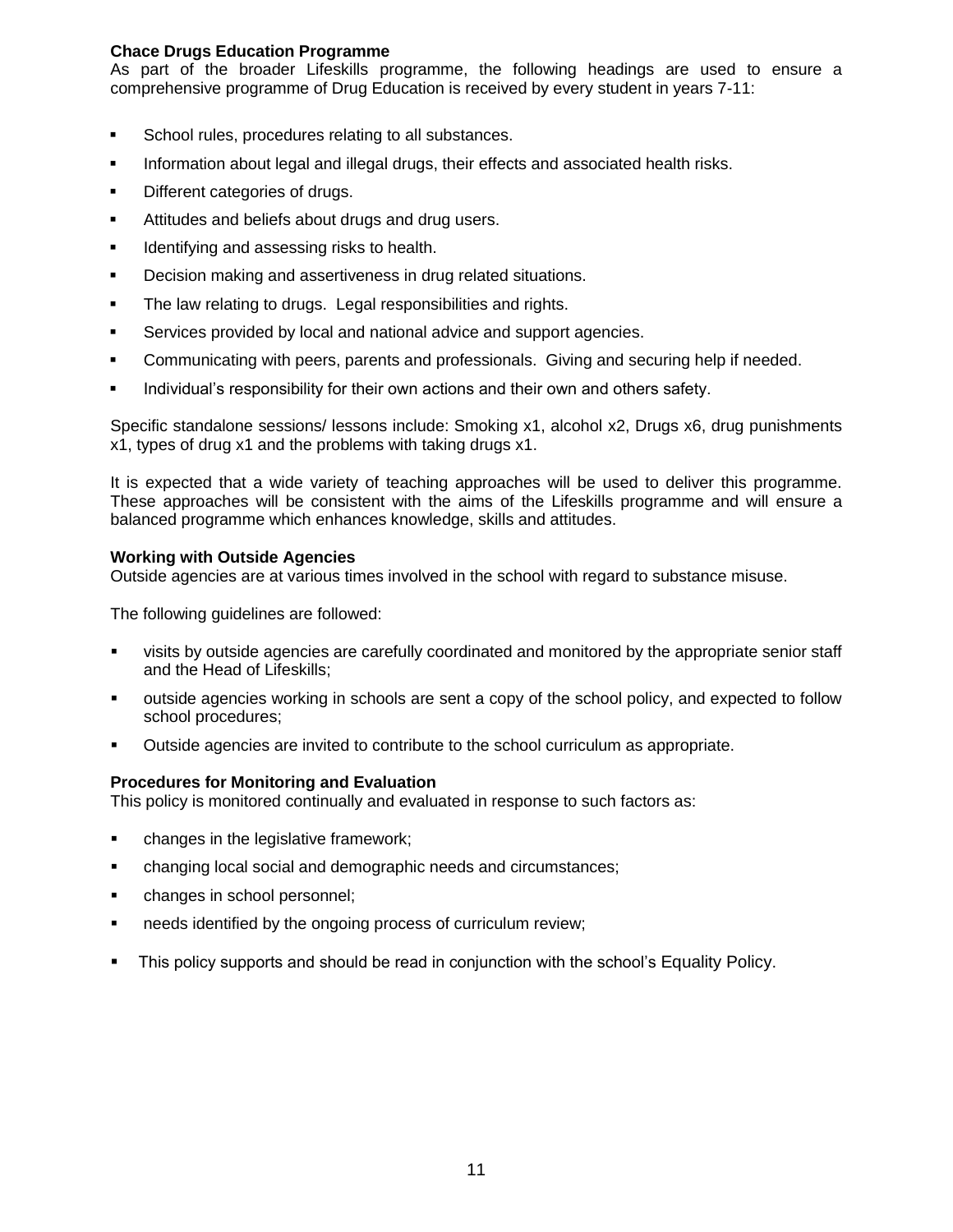**Chace Drugs Education Programme**

As part of the broader Lifeskills programme, the following headings are used to ensure a comprehensive programme of Drug Education is received by every student in years 7-11:

- School rules, procedures relating to all substances.
- Information about legal and illegal drugs, their effects and associated health risks.
- Different categories of drugs.
- Attitudes and beliefs about drugs and drug users.
- Identifying and assessing risks to health.
- Decision making and assertiveness in drug related situations.
- The law relating to drugs. Legal responsibilities and rights.
- Services provided by local and national advice and support agencies.
- Communicating with peers, parents and professionals. Giving and securing help if needed.
- Individual's responsibility for their own actions and their own and others safety.

Specific standalone sessions/ lessons include: Smoking x1, alcohol x2, Drugs x6, drug punishments x1, types of drug x1 and the problems with taking drugs x1.

It is expected that a wide variety of teaching approaches will be used to deliver this programme. These approaches will be consistent with the aims of the Lifeskills programme and will ensure a balanced programme which enhances knowledge, skills and attitudes.

**Working with Outside Agencies**

Outside agencies are at various times involved in the school with regard to substance misuse.

The following guidelines are followed:

- visits by outside agencies are carefully coordinated and monitored by the appropriate senior staff and the Head of Lifeskills;
- outside agencies working in schools are sent a copy of the school policy, and expected to follow school procedures;
- Outside agencies are invited to contribute to the school curriculum as appropriate.

**Procedures for Monitoring and Evaluation**

This policy is monitored continually and evaluated in response to such factors as:

- changes in the legislative framework;
- changing local social and demographic needs and circumstances;
- changes in school personnel;
- needs identified by the ongoing process of curriculum review;
- This policy supports and should be read in conjunction with the school's Equality Policy.